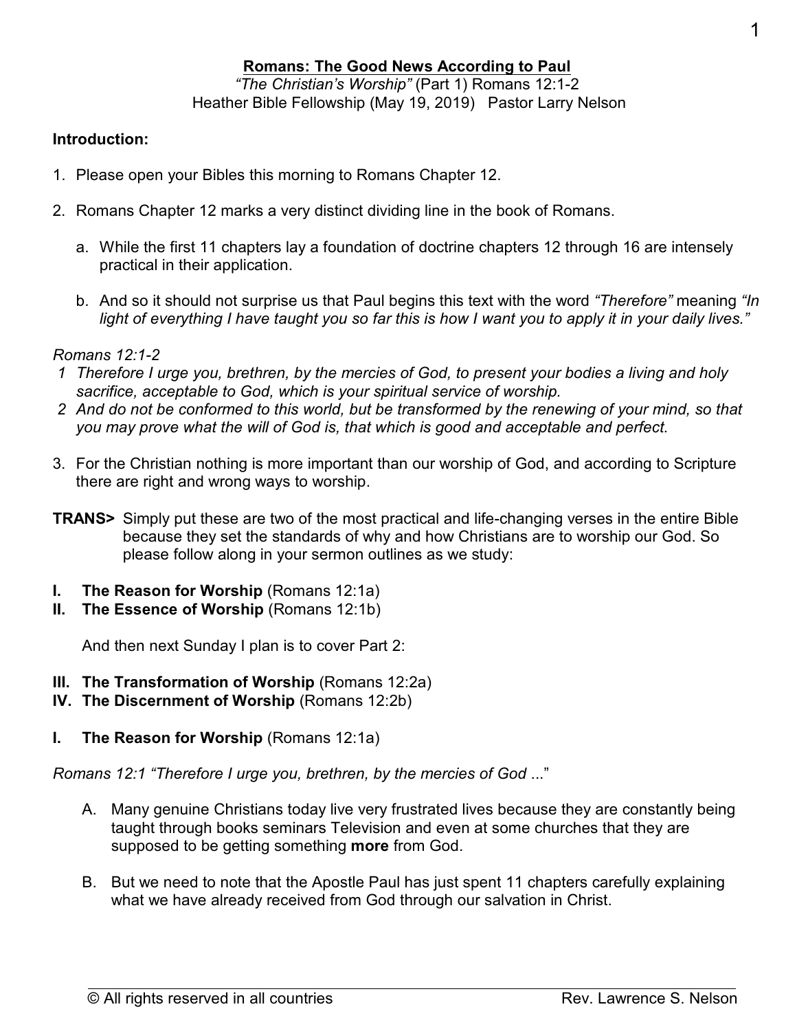**Romans: The Good News According to Paul**

*"The Christian's Worship"* (Part 1) Romans 12:1-2
Heather Bible Fellowship (May 19, 2019) Pastor Larry Nelson

**Introduction:**

1. Please open your Bibles this morning to Romans Chapter 12.

2. Romans Chapter 12 marks a very distinct dividing line in the book of Romans.

   a. While the first 11 chapters lay a foundation of doctrine chapters 12 through 16 are intensely practical in their application.

   b. And so it should not surprise us that Paul begins this text with the word *"Therefore"* meaning *"In light of everything I have taught you so far this is how I want you to apply it in your daily lives."*

*Romans 12:1-2*

*1 Therefore I urge you, brethren, by the mercies of God, to present your bodies a living and holy sacrifice, acceptable to God, which is your spiritual service of worship.*

*2 And do not be conformed to this world, but be transformed by the renewing of your mind, so that you may prove what the will of God is, that which is good and acceptable and perfect.*

3. For the Christian nothing is more important than our worship of God, and according to Scripture there are right and wrong ways to worship.

**TRANS>** Simply put these are two of the most practical and life-changing verses in the entire Bible because they set the standards of why and how Christians are to worship our God. So please follow along in your sermon outlines as we study:

**I. The Reason for Worship** (Romans 12:1a)
**II. The Essence of Worship** (Romans 12:1b)

And then next Sunday I plan is to cover Part 2:

**III. The Transformation of Worship** (Romans 12:2a)
**IV. The Discernment of Worship** (Romans 12:2b)

**I. The Reason for Worship** (Romans 12:1a)

*Romans 12:1 "Therefore I urge you, brethren, by the mercies of God ...*"

A. Many genuine Christians today live very frustrated lives because they are constantly being taught through books seminars Television and even at some churches that they are supposed to be getting something **more** from God.

B. But we need to note that the Apostle Paul has just spent 11 chapters carefully explaining what we have already received from God through our salvation in Christ.

© All rights reserved in all countries Rev. Lawrence S. Nelson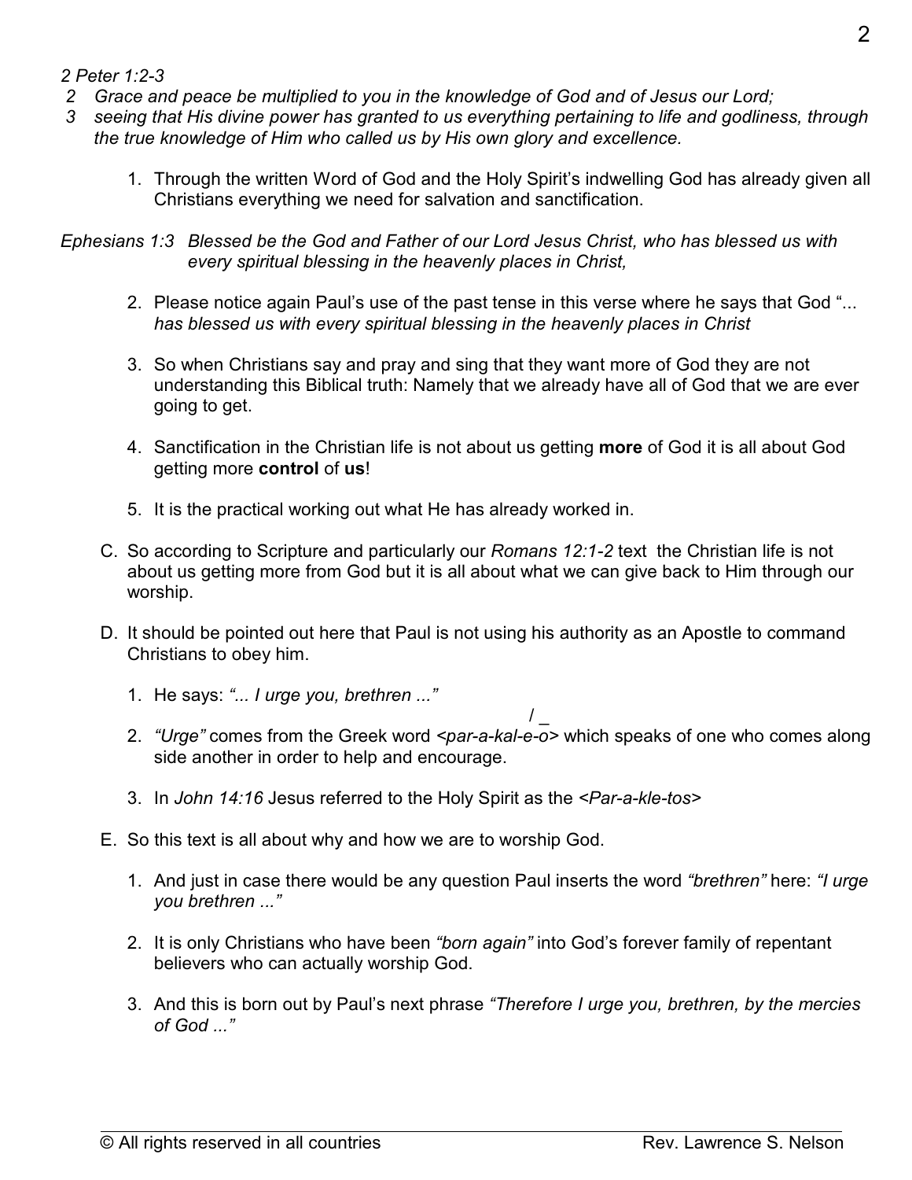*2 Peter 1:2-3*

*2 Grace and peace be multiplied to you in the knowledge of God and of Jesus our Lord;*
*3 seeing that His divine power has granted to us everything pertaining to life and godliness, through the true knowledge of Him who called us by His own glory and excellence.*

1. Through the written Word of God and the Holy Spirit's indwelling God has already given all Christians everything we need for salvation and sanctification.

*Ephesians 1:3 Blessed be the God and Father of our Lord Jesus Christ, who has blessed us with every spiritual blessing in the heavenly places in Christ,*

2. Please notice again Paul's use of the past tense in this verse where he says that God "... *has blessed us with every spiritual blessing in the heavenly places in Christ*
3. So when Christians say and pray and sing that they want more of God they are not understanding this Biblical truth: Namely that we already have all of God that we are ever going to get.
4. Sanctification in the Christian life is not about us getting **more** of God it is all about God getting more **control** of **us**!
5. It is the practical working out what He has already worked in.

C. So according to Scripture and particularly our *Romans 12:1-2* text the Christian life is not about us getting more from God but it is all about what we can give back to Him through our worship.

D. It should be pointed out here that Paul is not using his authority as an Apostle to command Christians to obey him.

1. He says: *"... I urge you, brethren ..."*
2. *"Urge"* comes from the Greek word *<par-a-kal-e-ō>* which speaks of one who comes along side another in order to help and encourage.
3. In *John 14:16* Jesus referred to the Holy Spirit as the *<Par-a-kle-tos>*

E. So this text is all about why and how we are to worship God.

1. And just in case there would be any question Paul inserts the word *"brethren"* here: *"I urge you brethren ..."*
2. It is only Christians who have been *"born again"* into God's forever family of repentant believers who can actually worship God.
3. And this is born out by Paul's next phrase *"Therefore I urge you, brethren, by the mercies of God ..."*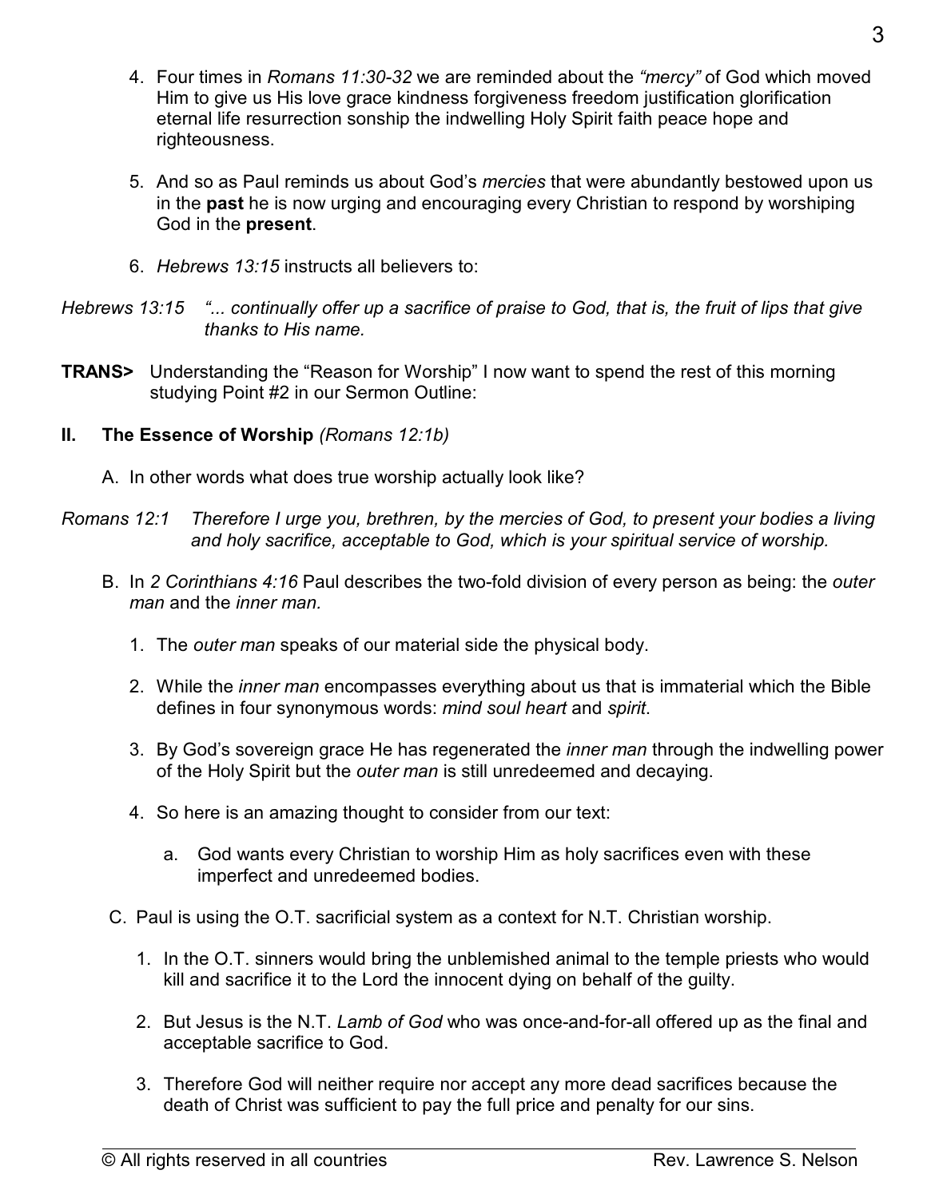4. Four times in *Romans 11:30-32* we are reminded about the *"mercy"* of God which moved Him to give us His love grace kindness forgiveness freedom justification glorification eternal life resurrection sonship the indwelling Holy Spirit faith peace hope and righteousness.

5. And so as Paul reminds us about God's *mercies* that were abundantly bestowed upon us in the **past** he is now urging and encouraging every Christian to respond by worshiping God in the **present**.

6. *Hebrews 13:15* instructs all believers to:

*Hebrews 13:15 "... continually offer up a sacrifice of praise to God, that is, the fruit of lips that give thanks to His name.*

**TRANS>** Understanding the "Reason for Worship" I now want to spend the rest of this morning studying Point #2 in our Sermon Outline:

**II. The Essence of Worship** *(Romans 12:1b)*

A. In other words what does true worship actually look like?

*Romans 12:1 Therefore I urge you, brethren, by the mercies of God, to present your bodies a living and holy sacrifice, acceptable to God, which is your spiritual service of worship.*

B. In *2 Corinthians 4:16* Paul describes the two-fold division of every person as being: the *outer man* and the *inner man.*

1. The *outer man* speaks of our material side the physical body.

2. While the *inner man* encompasses everything about us that is immaterial which the Bible defines in four synonymous words: *mind soul heart* and *spirit*.

3. By God's sovereign grace He has regenerated the *inner man* through the indwelling power of the Holy Spirit but the *outer man* is still unredeemed and decaying.

4. So here is an amazing thought to consider from our text:

   a. God wants every Christian to worship Him as holy sacrifices even with these imperfect and unredeemed bodies.

C. Paul is using the O.T. sacrificial system as a context for N.T. Christian worship.

1. In the O.T. sinners would bring the unblemished animal to the temple priests who would kill and sacrifice it to the Lord the innocent dying on behalf of the guilty.

2. But Jesus is the N.T. *Lamb of God* who was once-and-for-all offered up as the final and acceptable sacrifice to God.

3. Therefore God will neither require nor accept any more dead sacrifices because the death of Christ was sufficient to pay the full price and penalty for our sins.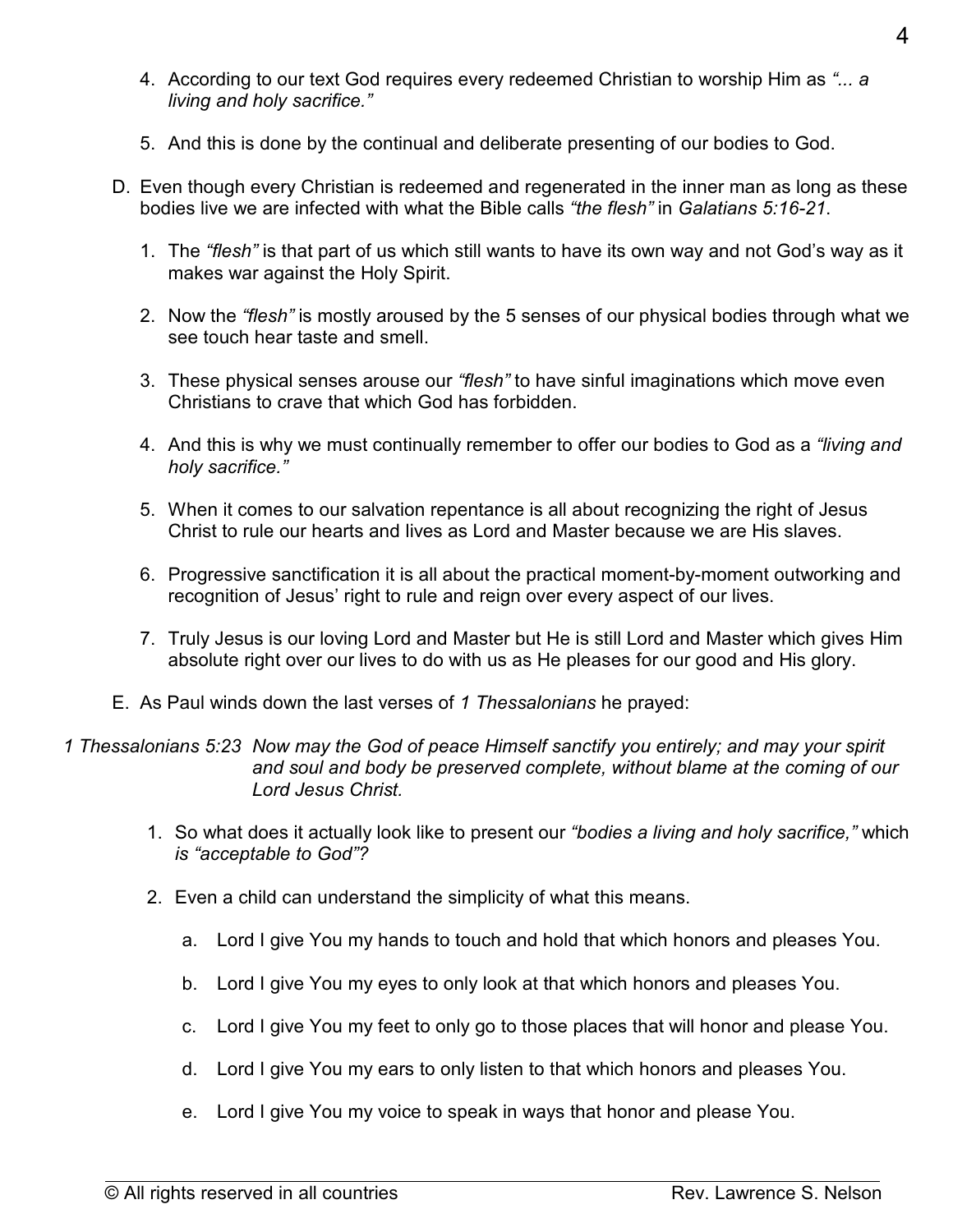4. According to our text God requires every redeemed Christian to worship Him as *"... a living and holy sacrifice."*

5. And this is done by the continual and deliberate presenting of our bodies to God.

D. Even though every Christian is redeemed and regenerated in the inner man as long as these bodies live we are infected with what the Bible calls *"the flesh"* in *Galatians 5:16-21*.

1. The *"flesh"* is that part of us which still wants to have its own way and not God's way as it makes war against the Holy Spirit.

2. Now the *"flesh"* is mostly aroused by the 5 senses of our physical bodies through what we see touch hear taste and smell.

3. These physical senses arouse our *"flesh"* to have sinful imaginations which move even Christians to crave that which God has forbidden.

4. And this is why we must continually remember to offer our bodies to God as a *"living and holy sacrifice."*

5. When it comes to our salvation repentance is all about recognizing the right of Jesus Christ to rule our hearts and lives as Lord and Master because we are His slaves.

6. Progressive sanctification it is all about the practical moment-by-moment outworking and recognition of Jesus' right to rule and reign over every aspect of our lives.

7. Truly Jesus is our loving Lord and Master but He is still Lord and Master which gives Him absolute right over our lives to do with us as He pleases for our good and His glory.

E. As Paul winds down the last verses of *1 Thessalonians* he prayed:

*1 Thessalonians 5:23* *Now may the God of peace Himself sanctify you entirely; and may your spirit and soul and body be preserved complete, without blame at the coming of our Lord Jesus Christ.*

1. So what does it actually look like to present our *"bodies a living and holy sacrifice,"* which *is "acceptable to God"?*

2. Even a child can understand the simplicity of what this means.

   a. Lord I give You my hands to touch and hold that which honors and pleases You.

   b. Lord I give You my eyes to only look at that which honors and pleases You.

   c. Lord I give You my feet to only go to those places that will honor and please You.

   d. Lord I give You my ears to only listen to that which honors and pleases You.

   e. Lord I give You my voice to speak in ways that honor and please You.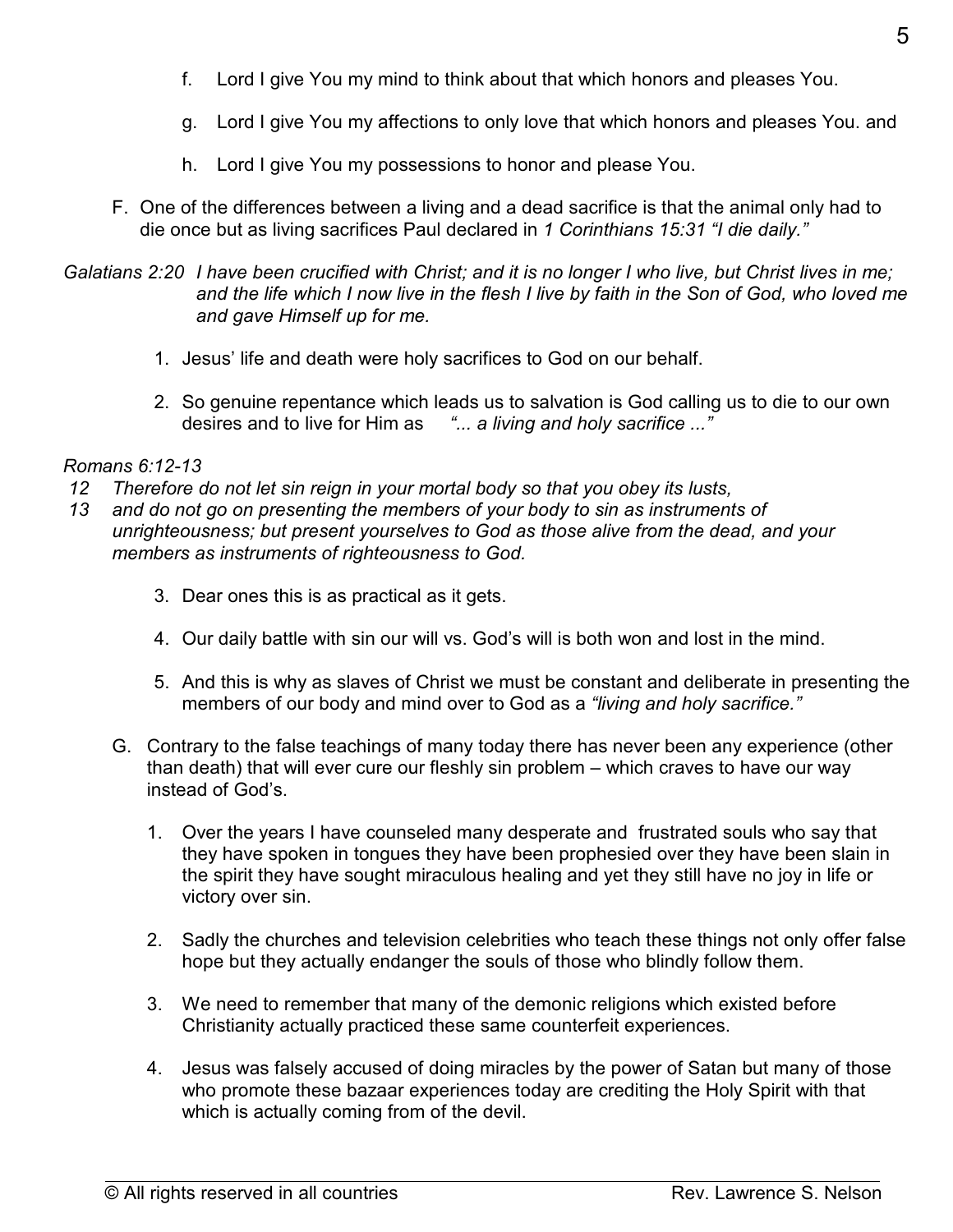f. Lord I give You my mind to think about that which honors and pleases You.

g. Lord I give You my affections to only love that which honors and pleases You. and

h. Lord I give You my possessions to honor and please You.

F. One of the differences between a living and a dead sacrifice is that the animal only had to die once but as living sacrifices Paul declared in *1 Corinthians 15:31 "I die daily."*

*Galatians 2:20 I have been crucified with Christ; and it is no longer I who live, but Christ lives in me; and the life which I now live in the flesh I live by faith in the Son of God, who loved me and gave Himself up for me.*

1. Jesus' life and death were holy sacrifices to God on our behalf.

2. So genuine repentance which leads us to salvation is God calling us to die to our own desires and to live for Him as *"... a living and holy sacrifice ..."*

*Romans 6:12-13*

*12 Therefore do not let sin reign in your mortal body so that you obey its lusts,*

*13 and do not go on presenting the members of your body to sin as instruments of unrighteousness; but present yourselves to God as those alive from the dead, and your members as instruments of righteousness to God.*

3. Dear ones this is as practical as it gets.

4. Our daily battle with sin our will vs. God's will is both won and lost in the mind.

5. And this is why as slaves of Christ we must be constant and deliberate in presenting the members of our body and mind over to God as a *"living and holy sacrifice."*

G. Contrary to the false teachings of many today there has never been any experience (other than death) that will ever cure our fleshly sin problem – which craves to have our way instead of God's.

1. Over the years I have counseled many desperate and frustrated souls who say that they have spoken in tongues they have been prophesied over they have been slain in the spirit they have sought miraculous healing and yet they still have no joy in life or victory over sin.

2. Sadly the churches and television celebrities who teach these things not only offer false hope but they actually endanger the souls of those who blindly follow them.

3. We need to remember that many of the demonic religions which existed before Christianity actually practiced these same counterfeit experiences.

4. Jesus was falsely accused of doing miracles by the power of Satan but many of those who promote these bazaar experiences today are crediting the Holy Spirit with that which is actually coming from of the devil.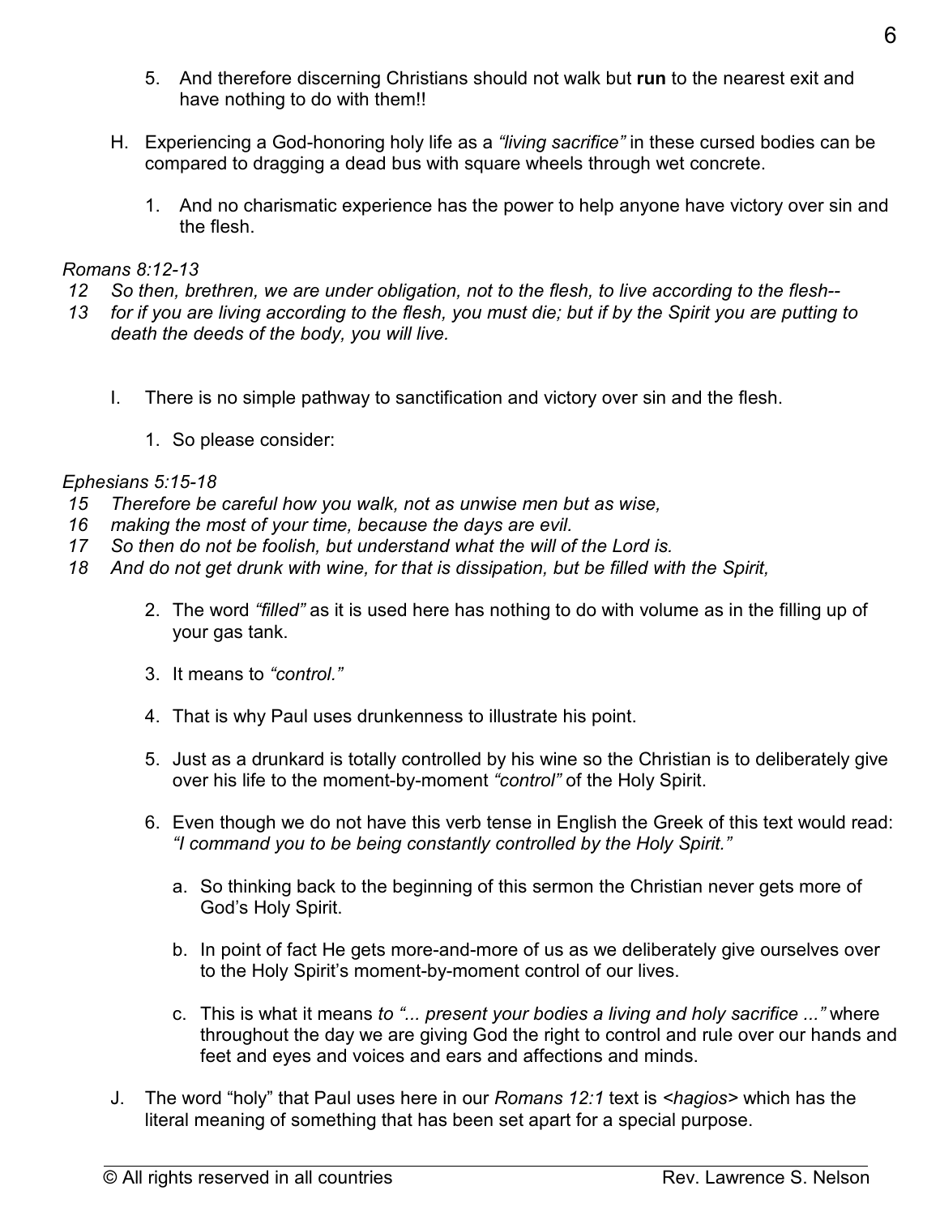5. And therefore discerning Christians should not walk but **run** to the nearest exit and have nothing to do with them!!

H. Experiencing a God-honoring holy life as a *"living sacrifice"* in these cursed bodies can be compared to dragging a dead bus with square wheels through wet concrete.

   1. And no charismatic experience has the power to help anyone have victory over sin and the flesh.

*Romans 8:12-13*
*12 So then, brethren, we are under obligation, not to the flesh, to live according to the flesh--*
*13 for if you are living according to the flesh, you must die; but if by the Spirit you are putting to death the deeds of the body, you will live.*

I. There is no simple pathway to sanctification and victory over sin and the flesh.

   1. So please consider:

*Ephesians 5:15-18*
*15 Therefore be careful how you walk, not as unwise men but as wise,*
*16 making the most of your time, because the days are evil.*
*17 So then do not be foolish, but understand what the will of the Lord is.*
*18 And do not get drunk with wine, for that is dissipation, but be filled with the Spirit,*

   2. The word *"filled"* as it is used here has nothing to do with volume as in the filling up of your gas tank.

   3. It means to *"control."*

   4. That is why Paul uses drunkenness to illustrate his point.

   5. Just as a drunkard is totally controlled by his wine so the Christian is to deliberately give over his life to the moment-by-moment *"control"* of the Holy Spirit.

   6. Even though we do not have this verb tense in English the Greek of this text would read: *"I command you to be being constantly controlled by the Holy Spirit."*

      a. So thinking back to the beginning of this sermon the Christian never gets more of God's Holy Spirit.

      b. In point of fact He gets more-and-more of us as we deliberately give ourselves over to the Holy Spirit's moment-by-moment control of our lives.

      c. This is what it means *to "... present your bodies a living and holy sacrifice ..."* where throughout the day we are giving God the right to control and rule over our hands and feet and eyes and voices and ears and affections and minds.

J. The word "holy" that Paul uses here in our *Romans 12:1* text is <*hagios*> which has the literal meaning of something that has been set apart for a special purpose.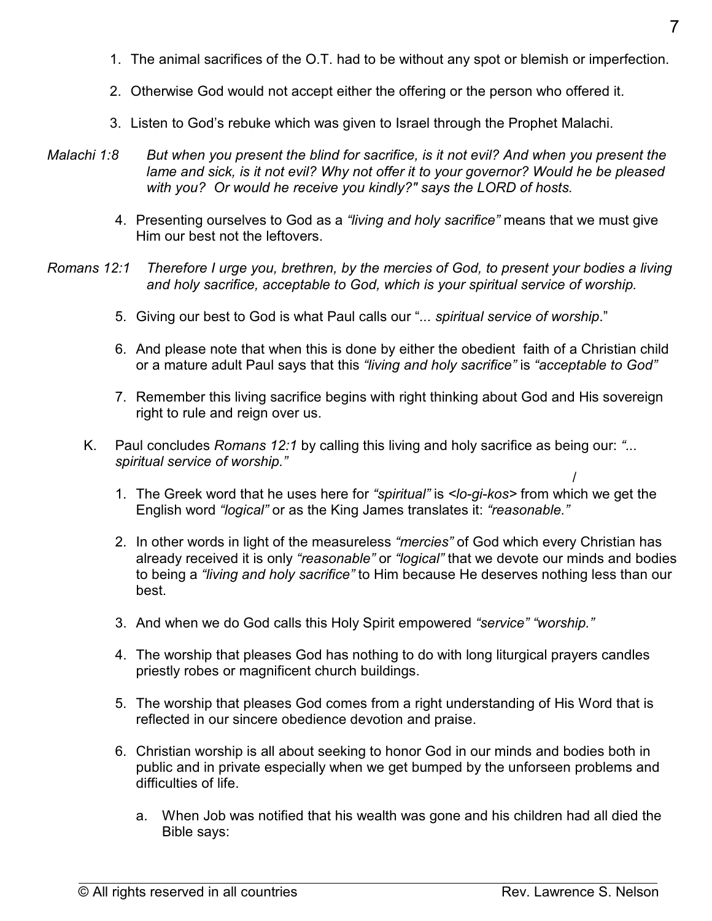1. The animal sacrifices of the O.T. had to be without any spot or blemish or imperfection.

2. Otherwise God would not accept either the offering or the person who offered it.

3. Listen to God's rebuke which was given to Israel through the Prophet Malachi.

*Malachi 1:8* *But when you present the blind for sacrifice, is it not evil? And when you present the lame and sick, is it not evil? Why not offer it to your governor? Would he be pleased with you? Or would he receive you kindly?" says the LORD of hosts.*

4. Presenting ourselves to God as a *"living and holy sacrifice"* means that we must give Him our best not the leftovers.

*Romans 12:1* *Therefore I urge you, brethren, by the mercies of God, to present your bodies a living and holy sacrifice, acceptable to God, which is your spiritual service of worship.*

5. Giving our best to God is what Paul calls our "*... spiritual service of worship*."

6. And please note that when this is done by either the obedient faith of a Christian child or a mature adult Paul says that this *"living and holy sacrifice"* is *"acceptable to God"*

7. Remember this living sacrifice begins with right thinking about God and His sovereign right to rule and reign over us.

K. Paul concludes *Romans 12:1* by calling this living and holy sacrifice as being our: *"... spiritual service of worship."*

1. The Greek word that he uses here for *"spiritual"* is <*lo-gi-kos*> from which we get the English word *"logical"* or as the King James translates it: *"reasonable."*

2. In other words in light of the measureless *"mercies"* of God which every Christian has already received it is only *"reasonable"* or *"logical"* that we devote our minds and bodies to being a *"living and holy sacrifice"* to Him because He deserves nothing less than our best.

3. And when we do God calls this Holy Spirit empowered *"service" "worship."*

4. The worship that pleases God has nothing to do with long liturgical prayers candles priestly robes or magnificent church buildings.

5. The worship that pleases God comes from a right understanding of His Word that is reflected in our sincere obedience devotion and praise.

6. Christian worship is all about seeking to honor God in our minds and bodies both in public and in private especially when we get bumped by the unforseen problems and difficulties of life.

   a. When Job was notified that his wealth was gone and his children had all died the Bible says: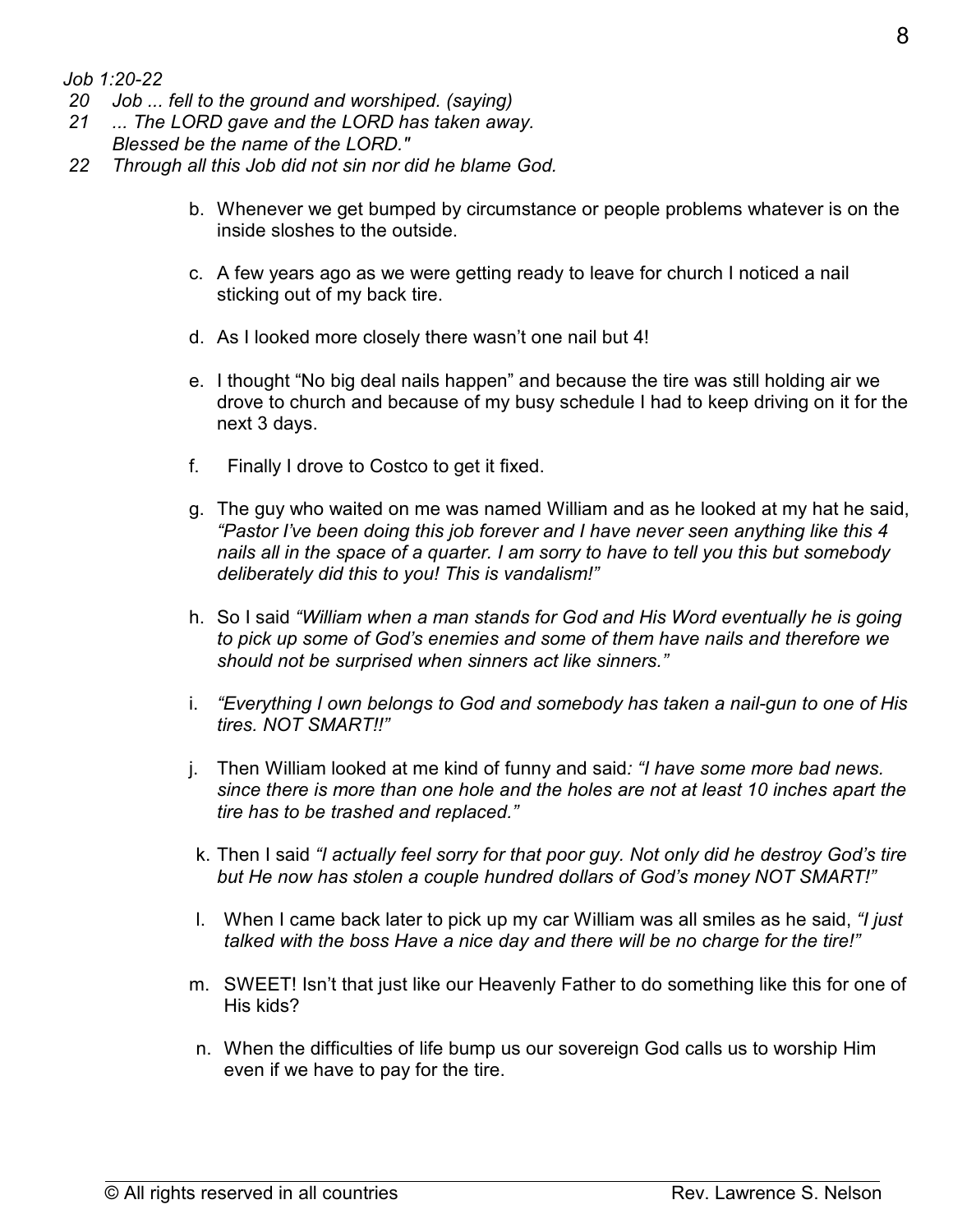*Job 1:20-22*

*20 Job ... fell to the ground and worshiped. (saying)*
*21 ... The LORD gave and the LORD has taken away.*
*Blessed be the name of the LORD."*
*22 Through all this Job did not sin nor did he blame God.*

b. Whenever we get bumped by circumstance or people problems whatever is on the inside sloshes to the outside.

c. A few years ago as we were getting ready to leave for church I noticed a nail sticking out of my back tire.

d. As I looked more closely there wasn't one nail but 4!

e. I thought "No big deal nails happen" and because the tire was still holding air we drove to church and because of my busy schedule I had to keep driving on it for the next 3 days.

f. Finally I drove to Costco to get it fixed.

g. The guy who waited on me was named William and as he looked at my hat he said, *"Pastor I've been doing this job forever and I have never seen anything like this 4 nails all in the space of a quarter. I am sorry to have to tell you this but somebody deliberately did this to you! This is vandalism!"*

h. So I said *"William when a man stands for God and His Word eventually he is going to pick up some of God's enemies and some of them have nails and therefore we should not be surprised when sinners act like sinners."*

i. *"Everything I own belongs to God and somebody has taken a nail-gun to one of His tires. NOT SMART!!"*

j. Then William looked at me kind of funny and said*: "I have some more bad news. since there is more than one hole and the holes are not at least 10 inches apart the tire has to be trashed and replaced."*

k. Then I said *"I actually feel sorry for that poor guy. Not only did he destroy God's tire but He now has stolen a couple hundred dollars of God's money NOT SMART!"*

l. When I came back later to pick up my car William was all smiles as he said, *"I just talked with the boss Have a nice day and there will be no charge for the tire!"*

m. SWEET! Isn't that just like our Heavenly Father to do something like this for one of His kids?

n. When the difficulties of life bump us our sovereign God calls us to worship Him even if we have to pay for the tire.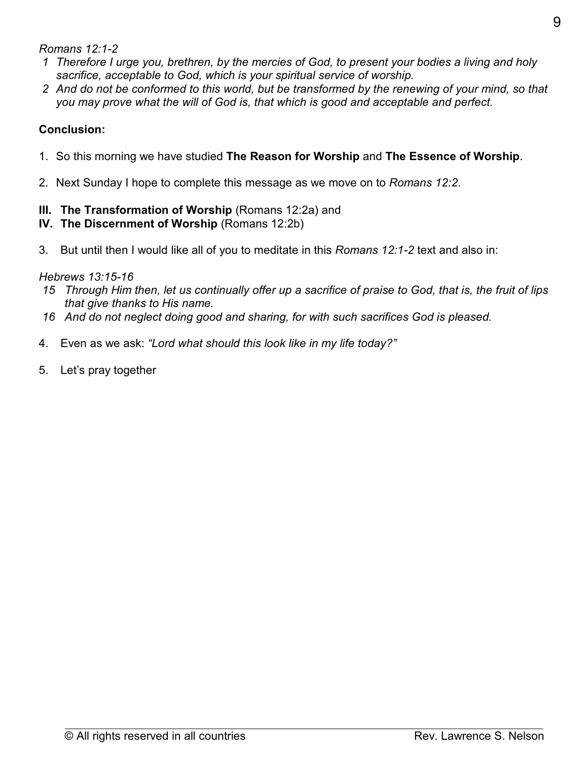*Romans 12:1-2*

1. *Therefore I urge you, brethren, by the mercies of God, to present your bodies a living and holy sacrifice, acceptable to God, which is your spiritual service of worship.*
2. *And do not be conformed to this world, but be transformed by the renewing of your mind, so that you may prove what the will of God is, that which is good and acceptable and perfect.*

**Conclusion:**

1. So this morning we have studied **The Reason for Worship** and **The Essence of Worship**.

2. Next Sunday I hope to complete this message as we move on to *Romans 12:2*.

**III. The Transformation of Worship** (Romans 12:2a) and
**IV. The Discernment of Worship** (Romans 12:2b)

3. But until then I would like all of you to meditate in this *Romans 12:1-2* text and also in:

*Hebrews 13:15-16*

15. *Through Him then, let us continually offer up a sacrifice of praise to God, that is, the fruit of lips that give thanks to His name.*
16. *And do not neglect doing good and sharing, for with such sacrifices God is pleased.*

4. Even as we ask: *"Lord what should this look like in my life today?"*

5. Let's pray together

© All rights reserved in all countries Rev. Lawrence S. Nelson